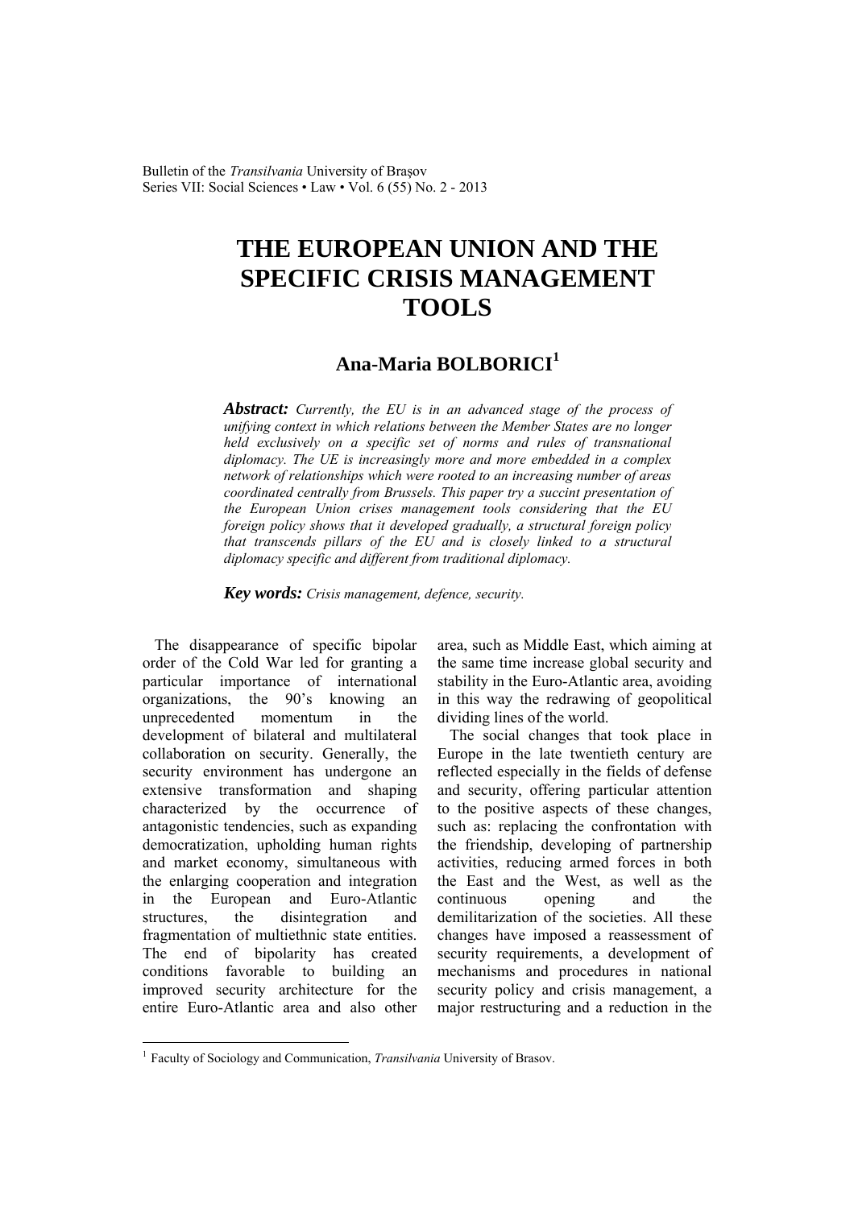# THE EUROPEAN UNION AND THE SPECIFIC CRISIS MANAGEMENT TOOLS

## Ana-Maria BOLBORICI[1]

***Abstract:*** *Currently, the EU is in an advanced stage of the process of unifying context in which relations between the Member States are no longer held exclusively on a specific set of norms and rules of transnational diplomacy. The UE is increasingly more and more embedded in a complex network of relationships which were rooted to an increasing number of areas coordinated centrally from Brussels. This paper try a succint presentation of the European Union crises management tools considering that the EU foreign policy shows that it developed gradually, a structural foreign policy that transcends pillars of the EU and is closely linked to a structural diplomacy specific and different from traditional diplomacy.*

***Key words:*** *Crisis management, defence, security.*

The disappearance of specific bipolar order of the Cold War led for granting a particular importance of international organizations, the 90's knowing an unprecedented momentum in the development of bilateral and multilateral collaboration on security. Generally, the security environment has undergone an extensive transformation and shaping characterized by the occurrence of antagonistic tendencies, such as expanding democratization, upholding human rights and market economy, simultaneous with the enlarging cooperation and integration in the European and Euro-Atlantic structures, the disintegration and fragmentation of multiethnic state entities. The end of bipolarity has created conditions favorable to building an improved security architecture for the entire Euro-Atlantic area and also other area, such as Middle East, which aiming at the same time increase global security and stability in the Euro-Atlantic area, avoiding in this way the redrawing of geopolitical dividing lines of the world.

The social changes that took place in Europe in the late twentieth century are reflected especially in the fields of defense and security, offering particular attention to the positive aspects of these changes, such as: replacing the confrontation with the friendship, developing of partnership activities, reducing armed forces in both the East and the West, as well as the continuous opening and the demilitarization of the societies. All these changes have imposed a reassessment of security requirements, a development of mechanisms and procedures in national security policy and crisis management, a major restructuring and a reduction in the

---

[1] Faculty of Sociology and Communication, *Transilvania* University of Brasov.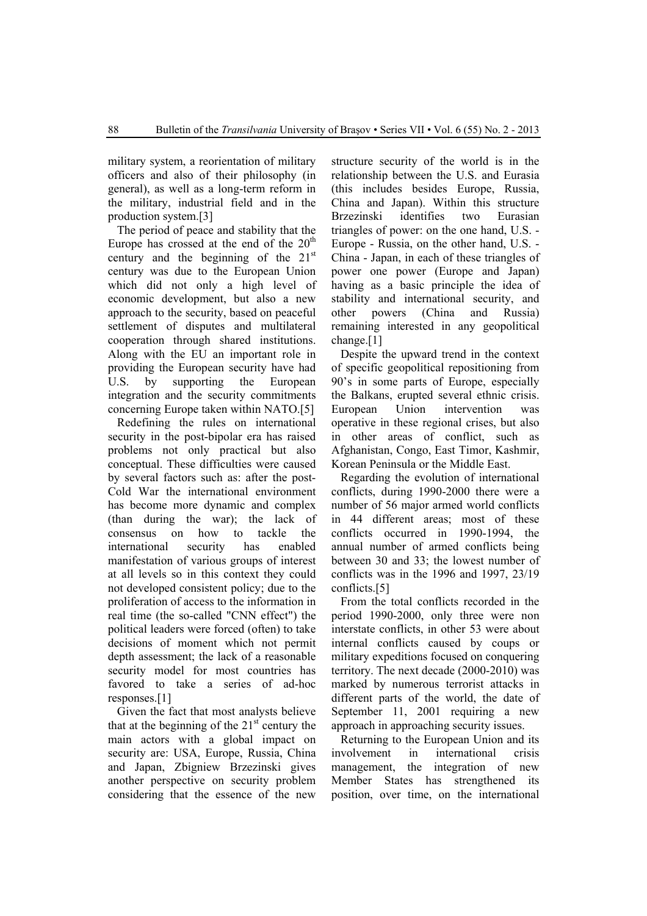military system, a reorientation of military officers and also of their philosophy (in general), as well as a long-term reform in the military, industrial field and in the production system.[3]

The period of peace and stability that the Europe has crossed at the end of the 20th century and the beginning of the 21st century was due to the European Union which did not only a high level of economic development, but also a new approach to the security, based on peaceful settlement of disputes and multilateral cooperation through shared institutions. Along with the EU an important role in providing the European security have had U.S. by supporting the European integration and the security commitments concerning Europe taken within NATO.[5]

Redefining the rules on international security in the post-bipolar era has raised problems not only practical but also conceptual. These difficulties were caused by several factors such as: after the post-Cold War the international environment has become more dynamic and complex (than during the war); the lack of consensus on how to tackle the international security has enabled manifestation of various groups of interest at all levels so in this context they could not developed consistent policy; due to the proliferation of access to the information in real time (the so-called "CNN effect") the political leaders were forced (often) to take decisions of moment which not permit depth assessment; the lack of a reasonable security model for most countries has favored to take a series of ad-hoc responses.[1]

Given the fact that most analysts believe that at the beginning of the 21st century the main actors with a global impact on security are: USA, Europe, Russia, China and Japan, Zbigniew Brzezinski gives another perspective on security problem considering that the essence of the new structure security of the world is in the relationship between the U.S. and Eurasia (this includes besides Europe, Russia, China and Japan). Within this structure Brzezinski identifies two Eurasian triangles of power: on the one hand, U.S. - Europe - Russia, on the other hand, U.S. - China - Japan, in each of these triangles of power one power (Europe and Japan) having as a basic principle the idea of stability and international security, and other powers (China and Russia) remaining interested in any geopolitical change.[1]

Despite the upward trend in the context of specific geopolitical repositioning from 90's in some parts of Europe, especially the Balkans, erupted several ethnic crisis. European Union intervention was operative in these regional crises, but also in other areas of conflict, such as Afghanistan, Congo, East Timor, Kashmir, Korean Peninsula or the Middle East.

Regarding the evolution of international conflicts, during 1990-2000 there were a number of 56 major armed world conflicts in 44 different areas; most of these conflicts occurred in 1990-1994, the annual number of armed conflicts being between 30 and 33; the lowest number of conflicts was in the 1996 and 1997, 23/19 conflicts.[5]

From the total conflicts recorded in the period 1990-2000, only three were non interstate conflicts, in other 53 were about internal conflicts caused by coups or military expeditions focused on conquering territory. The next decade (2000-2010) was marked by numerous terrorist attacks in different parts of the world, the date of September 11, 2001 requiring a new approach in approaching security issues.

Returning to the European Union and its involvement in international crisis management, the integration of new Member States has strengthened its position, over time, on the international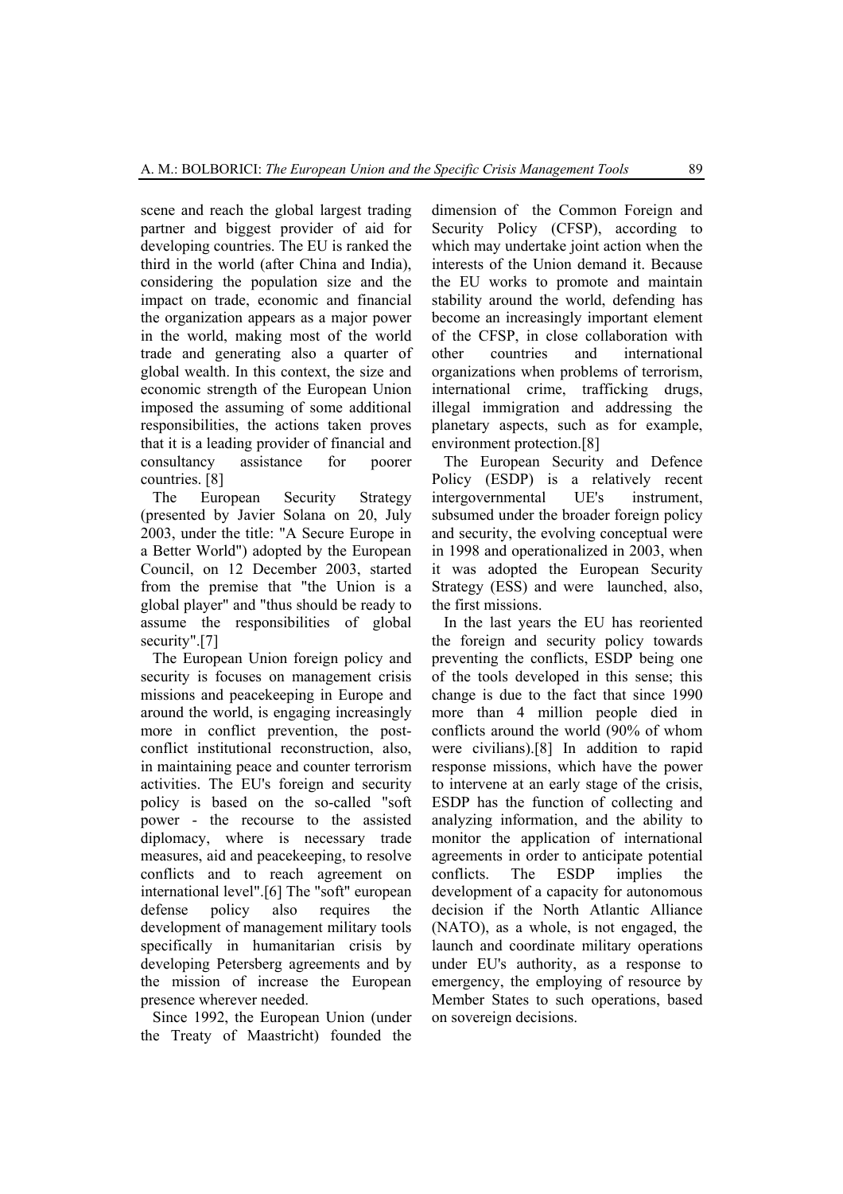scene and reach the global largest trading partner and biggest provider of aid for developing countries. The EU is ranked the third in the world (after China and India), considering the population size and the impact on trade, economic and financial the organization appears as a major power in the world, making most of the world trade and generating also a quarter of global wealth. In this context, the size and economic strength of the European Union imposed the assuming of some additional responsibilities, the actions taken proves that it is a leading provider of financial and consultancy assistance for poorer countries. [8]

The European Security Strategy (presented by Javier Solana on 20, July 2003, under the title: "A Secure Europe in a Better World") adopted by the European Council, on 12 December 2003, started from the premise that "the Union is a global player" and "thus should be ready to assume the responsibilities of global security".[7]

The European Union foreign policy and security is focuses on management crisis missions and peacekeeping in Europe and around the world, is engaging increasingly more in conflict prevention, the post-conflict institutional reconstruction, also, in maintaining peace and counter terrorism activities. The EU's foreign and security policy is based on the so-called "soft power - the recourse to the assisted diplomacy, where is necessary trade measures, aid and peacekeeping, to resolve conflicts and to reach agreement on international level".[6] The "soft" european defense policy also requires the development of management military tools specifically in humanitarian crisis by developing Petersberg agreements and by the mission of increase the European presence wherever needed.

Since 1992, the European Union (under the Treaty of Maastricht) founded the dimension of the Common Foreign and Security Policy (CFSP), according to which may undertake joint action when the interests of the Union demand it. Because the EU works to promote and maintain stability around the world, defending has become an increasingly important element of the CFSP, in close collaboration with other countries and international organizations when problems of terrorism, international crime, trafficking drugs, illegal immigration and addressing the planetary aspects, such as for example, environment protection.[8]

The European Security and Defence Policy (ESDP) is a relatively recent intergovernmental UE's instrument, subsumed under the broader foreign policy and security, the evolving conceptual were in 1998 and operationalized in 2003, when it was adopted the European Security Strategy (ESS) and were launched, also, the first missions.

In the last years the EU has reoriented the foreign and security policy towards preventing the conflicts, ESDP being one of the tools developed in this sense; this change is due to the fact that since 1990 more than 4 million people died in conflicts around the world (90% of whom were civilians).[8] In addition to rapid response missions, which have the power to intervene at an early stage of the crisis, ESDP has the function of collecting and analyzing information, and the ability to monitor the application of international agreements in order to anticipate potential conflicts. The ESDP implies the development of a capacity for autonomous decision if the North Atlantic Alliance (NATO), as a whole, is not engaged, the launch and coordinate military operations under EU's authority, as a response to emergency, the employing of resource by Member States to such operations, based on sovereign decisions.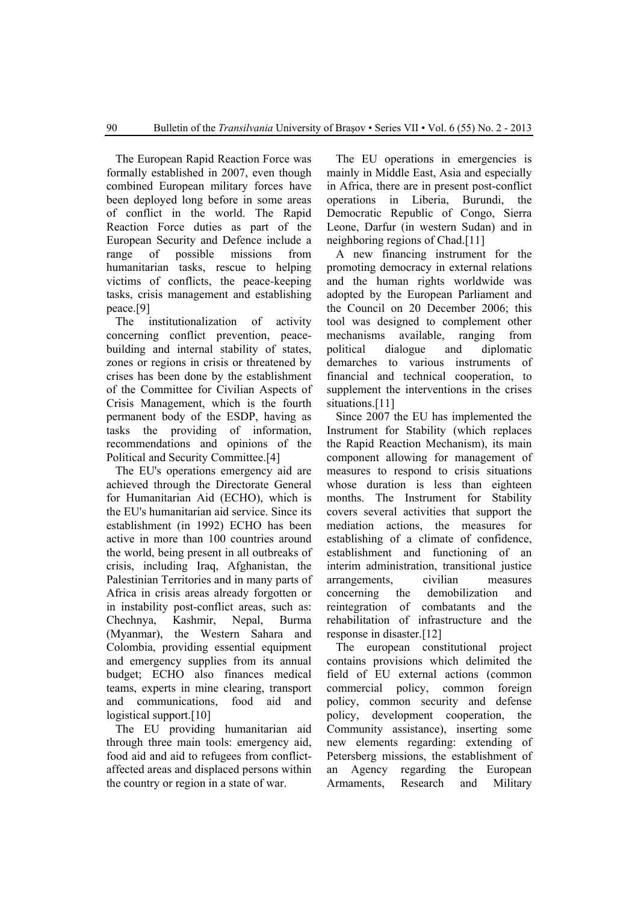The European Rapid Reaction Force was formally established in 2007, even though combined European military forces have been deployed long before in some areas of conflict in the world. The Rapid Reaction Force duties as part of the European Security and Defence include a range of possible missions from humanitarian tasks, rescue to helping victims of conflicts, the peace-keeping tasks, crisis management and establishing peace.[9]

The institutionalization of activity concerning conflict prevention, peace-building and internal stability of states, zones or regions in crisis or threatened by crises has been done by the establishment of the Committee for Civilian Aspects of Crisis Management, which is the fourth permanent body of the ESDP, having as tasks the providing of information, recommendations and opinions of the Political and Security Committee.[4]

The EU's operations emergency aid are achieved through the Directorate General for Humanitarian Aid (ECHO), which is the EU's humanitarian aid service. Since its establishment (in 1992) ECHO has been active in more than 100 countries around the world, being present in all outbreaks of crisis, including Iraq, Afghanistan, the Palestinian Territories and in many parts of Africa in crisis areas already forgotten or in instability post-conflict areas, such as: Chechnya, Kashmir, Nepal, Burma (Myanmar), the Western Sahara and Colombia, providing essential equipment and emergency supplies from its annual budget; ECHO also finances medical teams, experts in mine clearing, transport and communications, food aid and logistical support.[10]

The EU providing humanitarian aid through three main tools: emergency aid, food aid and aid to refugees from conflict-affected areas and displaced persons within the country or region in a state of war.

The EU operations in emergencies is mainly in Middle East, Asia and especially in Africa, there are in present post-conflict operations in Liberia, Burundi, the Democratic Republic of Congo, Sierra Leone, Darfur (in western Sudan) and in neighboring regions of Chad.[11]

A new financing instrument for the promoting democracy in external relations and the human rights worldwide was adopted by the European Parliament and the Council on 20 December 2006; this tool was designed to complement other mechanisms available, ranging from political dialogue and diplomatic demarches to various instruments of financial and technical cooperation, to supplement the interventions in the crises situations.[11]

Since 2007 the EU has implemented the Instrument for Stability (which replaces the Rapid Reaction Mechanism), its main component allowing for management of measures to respond to crisis situations whose duration is less than eighteen months. The Instrument for Stability covers several activities that support the mediation actions, the measures for establishing of a climate of confidence, establishment and functioning of an interim administration, transitional justice arrangements, civilian measures concerning the demobilization and reintegration of combatants and the rehabilitation of infrastructure and the response in disaster.[12]

The european constitutional project contains provisions which delimited the field of EU external actions (common commercial policy, common foreign policy, common security and defense policy, development cooperation, the Community assistance), inserting some new elements regarding: extending of Petersberg missions, the establishment of an Agency regarding the European Armaments, Research and Military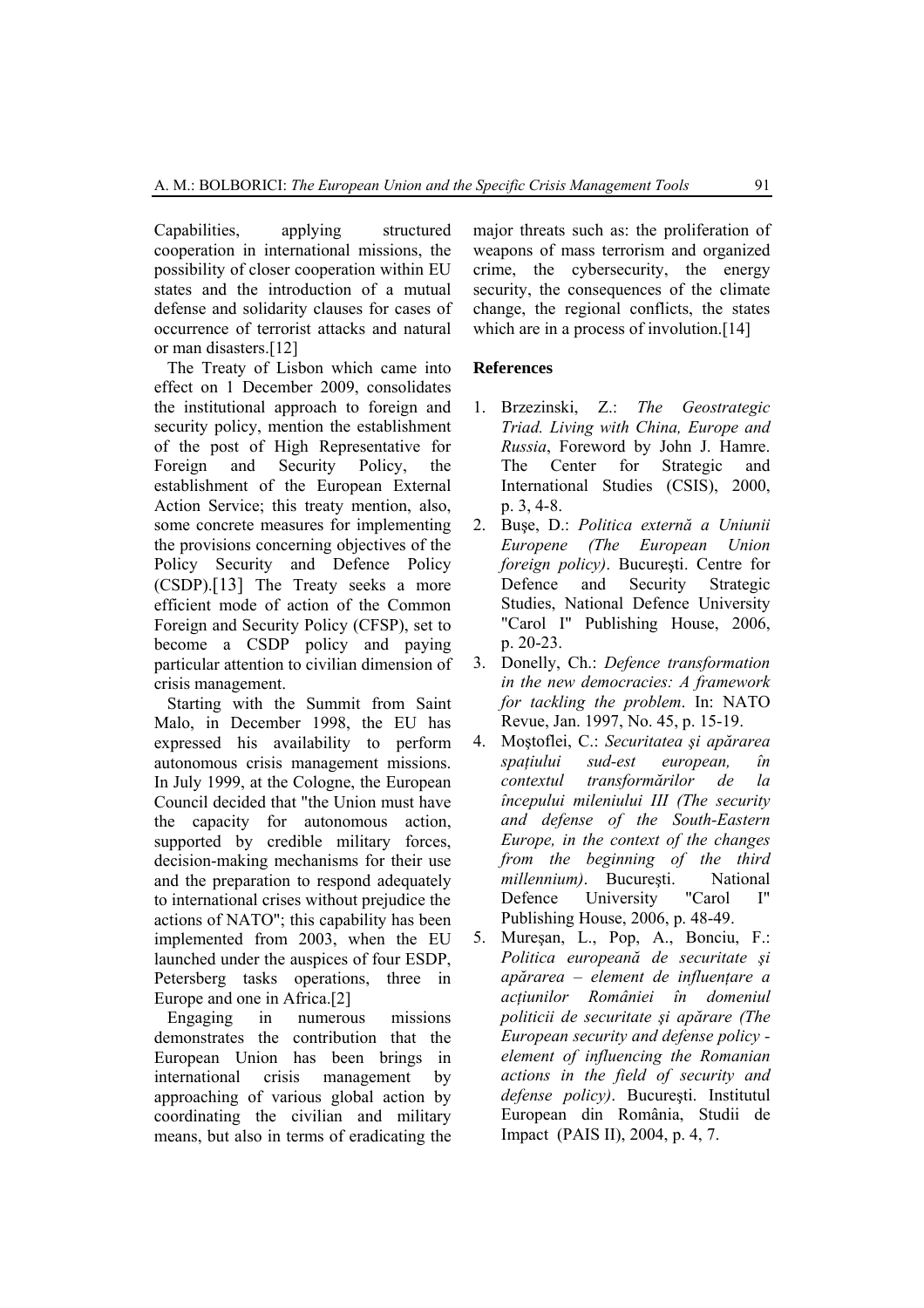Capabilities, applying structured cooperation in international missions, the possibility of closer cooperation within EU states and the introduction of a mutual defense and solidarity clauses for cases of occurrence of terrorist attacks and natural or man disasters.[12]

The Treaty of Lisbon which came into effect on 1 December 2009, consolidates the institutional approach to foreign and security policy, mention the establishment of the post of High Representative for Foreign and Security Policy, the establishment of the European External Action Service; this treaty mention, also, some concrete measures for implementing the provisions concerning objectives of the Policy Security and Defence Policy (CSDP).[13] The Treaty seeks a more efficient mode of action of the Common Foreign and Security Policy (CFSP), set to become a CSDP policy and paying particular attention to civilian dimension of crisis management.

Starting with the Summit from Saint Malo, in December 1998, the EU has expressed his availability to perform autonomous crisis management missions. In July 1999, at the Cologne, the European Council decided that "the Union must have the capacity for autonomous action, supported by credible military forces, decision-making mechanisms for their use and the preparation to respond adequately to international crises without prejudice the actions of NATO"; this capability has been implemented from 2003, when the EU launched under the auspices of four ESDP, Petersberg tasks operations, three in Europe and one in Africa.[2]

Engaging in numerous missions demonstrates the contribution that the European Union has been brings in international crisis management by approaching of various global action by coordinating the civilian and military means, but also in terms of eradicating the major threats such as: the proliferation of weapons of mass terrorism and organized crime, the cybersecurity, the energy security, the consequences of the climate change, the regional conflicts, the states which are in a process of involution.[14]

## References

1. Brzezinski, Z.: *The Geostrategic Triad. Living with China, Europe and Russia*, Foreword by John J. Hamre. The Center for Strategic and International Studies (CSIS), 2000, p. 3, 4-8.
2. Buşe, D.: *Politica externă a Uniunii Europene (The European Union foreign policy)*. Bucureşti. Centre for Defence and Security Strategic Studies, National Defence University "Carol I" Publishing House, 2006, p. 20-23.
3. Donelly, Ch.: *Defence transformation in the new democracies: A framework for tackling the problem*. In: NATO Revue, Jan. 1997, No. 45, p. 15-19.
4. Moştoflei, C.: *Securitatea şi apărarea spaţiului sud-est european, în contextul transformărilor de la începului mileniului III (The security and defense of the South-Eastern Europe, in the context of the changes from the beginning of the third millennium)*. Bucureşti. National Defence University "Carol I" Publishing House, 2006, p. 48-49.
5. Mureşan, L., Pop, A., Bonciu, F.: *Politica europeană de securitate şi apărarea – element de influenţare a acţiunilor României în domeniul politicii de securitate şi apărare (The European security and defense policy - element of influencing the Romanian actions in the field of security and defense policy)*. Bucureşti. Institutul European din România, Studii de Impact (PAIS II), 2004, p. 4, 7.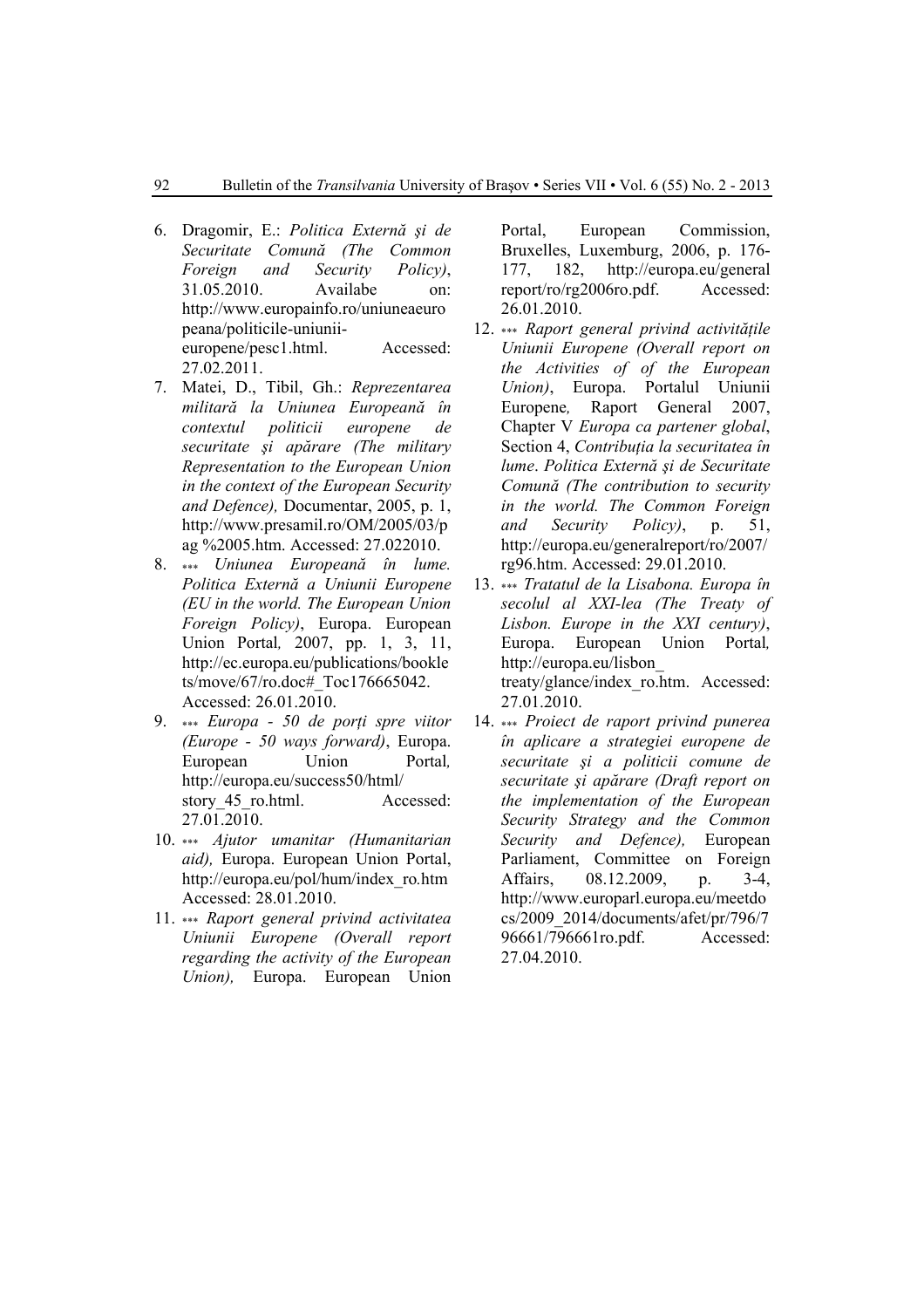6. Dragomir, E.: *Politica Externă şi de Securitate Comună (The Common Foreign and Security Policy)*, 31.05.2010. Availabe on: http://www.europainfo.ro/uniuneaeuropeana/politicile-uniunii-europene/pesc1.html. Accessed: 27.02.2011.
7. Matei, D., Tibil, Gh.: *Reprezentarea militară la Uniunea Europeană în contextul politicii europene de securitate şi apărare (The military Representation to the European Union in the context of the European Security and Defence),* Documentar, 2005, p. 1, http://www.presamil.ro/OM/2005/03/pag %2005.htm. Accessed: 27.022010.
8. *** *Uniunea Europeană în lume. Politica Externă a Uniunii Europene (EU in the world. The European Union Foreign Policy)*, Europa. European Union Portal*,* 2007, pp. 1, 3, 11, http://ec.europa.eu/publications/booklets/move/67/ro.doc#_Toc176665042. Accessed: 26.01.2010.
9. *** *Europa - 50 de porţi spre viitor (Europe - 50 ways forward)*, Europa. European Union Portal*,* http://europa.eu/success50/html/story_45_ro.html. Accessed: 27.01.2010.
10. *** *Ajutor umanitar (Humanitarian aid),* Europa. European Union Portal, http://europa.eu/pol/hum/index_ro.htm Accessed: 28.01.2010.
11. *** *Raport general privind activitatea Uniunii Europene (Overall report regarding the activity of the European Union),* Europa. European Union Portal, European Commission, Bruxelles, Luxemburg, 2006, p. 176-177, 182, http://europa.eu/generalreport/ro/rg2006ro.pdf. Accessed: 26.01.2010.
12. *** *Raport general privind activităţile Uniunii Europene (Overall report on the Activities of of the European Union)*, Europa. Portalul Uniunii Europene*,* Raport General 2007, Chapter V *Europa ca partener global*, Section 4, *Contribuţia la securitatea în lume*. *Politica Externă şi de Securitate Comună (The contribution to security in the world. The Common Foreign and Security Policy)*, p. 51, http://europa.eu/generalreport/ro/2007/rg96.htm. Accessed: 29.01.2010.
13. *** *Tratatul de la Lisabona. Europa în secolul al XXI-lea (The Treaty of Lisbon. Europe in the XXI century)*, Europa. European Union Portal*,* http://europa.eu/lisbon_treaty/glance/index_ro.htm. Accessed: 27.01.2010.
14. *** *Proiect de raport privind punerea în aplicare a strategiei europene de securitate şi a politicii comune de securitate şi apărare (Draft report on the implementation of the European Security Strategy and the Common Security and Defence),* European Parliament, Committee on Foreign Affairs, 08.12.2009, p. 3-4, http://www.europarl.europa.eu/meetdocs/2009_2014/documents/afet/pr/796/796661/796661ro.pdf. Accessed: 27.04.2010.